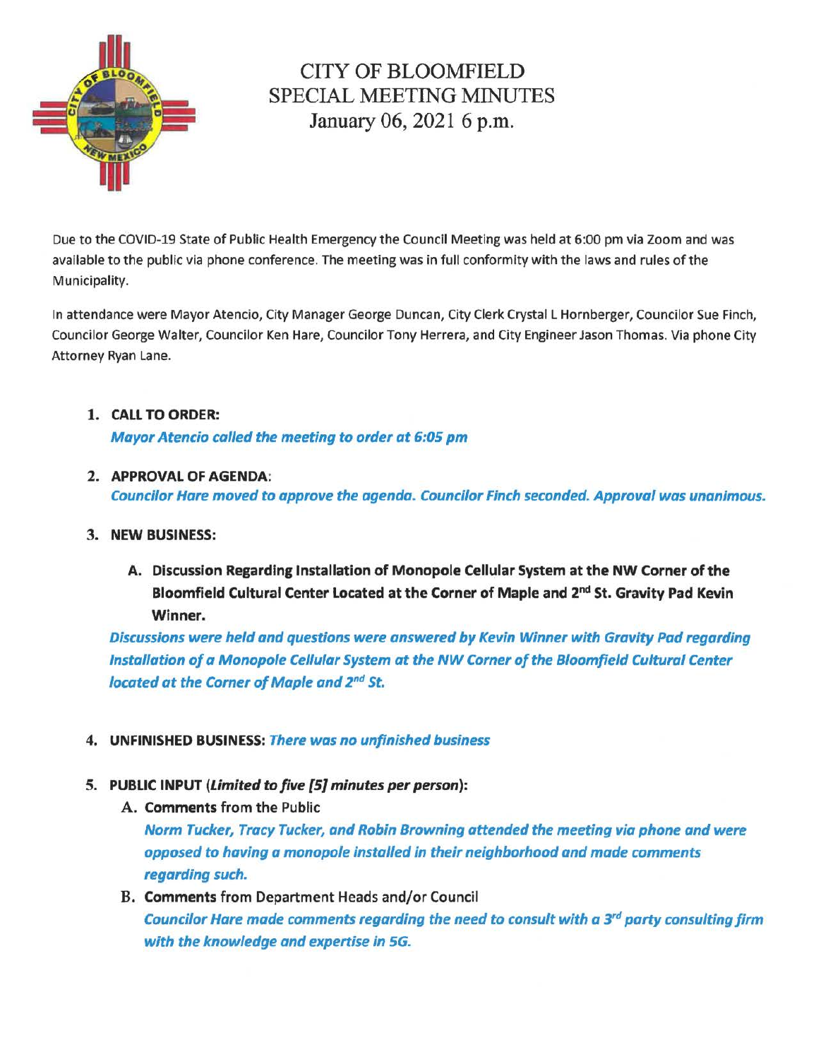# CITY OF BLOOMFIELD
## SPECIAL MEETING MINUTES
### January 06, 2021 6 p.m.

Due to the COVID-19 State of Public Health Emergency the Council Meeting was held at 6:00 pm via Zoom and was available to the public via phone conference. The meeting was in full conformity with the laws and rules of the Municipality.

In attendance were Mayor Atencio, City Manager George Duncan, City Clerk Crystal L Hornberger, Councilor Sue Finch, Councilor George Walter, Councilor Ken Hare, Councilor Tony Herrera, and City Engineer Jason Thomas. Via phone City Attorney Ryan Lane.

1. **CALL TO ORDER:**
   ***Mayor Atencio called the meeting to order at 6:05 pm***

2. **APPROVAL OF AGENDA:**
   ***Councilor Hare moved to approve the agenda. Councilor Finch seconded. Approval was unanimous.***

3. **NEW BUSINESS:**

   A. **Discussion Regarding Installation of Monopole Cellular System at the NW Corner of the Bloomfield Cultural Center Located at the Corner of Maple and 2nd St. Gravity Pad Kevin Winner.**

   ***Discussions were held and questions were answered by Kevin Winner with Gravity Pad regarding Installation of a Monopole Cellular System at the NW Corner of the Bloomfield Cultural Center located at the Corner of Maple and 2nd St.***

4. **UNFINISHED BUSINESS:** ***There was no unfinished business***

5. **PUBLIC INPUT (*Limited to five [5] minutes per person*):**

   A. **Comments** from the Public
   ***Norm Tucker, Tracy Tucker, and Robin Browning attended the meeting via phone and were opposed to having a monopole installed in their neighborhood and made comments regarding such.***

   B. **Comments** from Department Heads and/or Council
   ***Councilor Hare made comments regarding the need to consult with a 3rd party consulting firm with the knowledge and expertise in 5G.***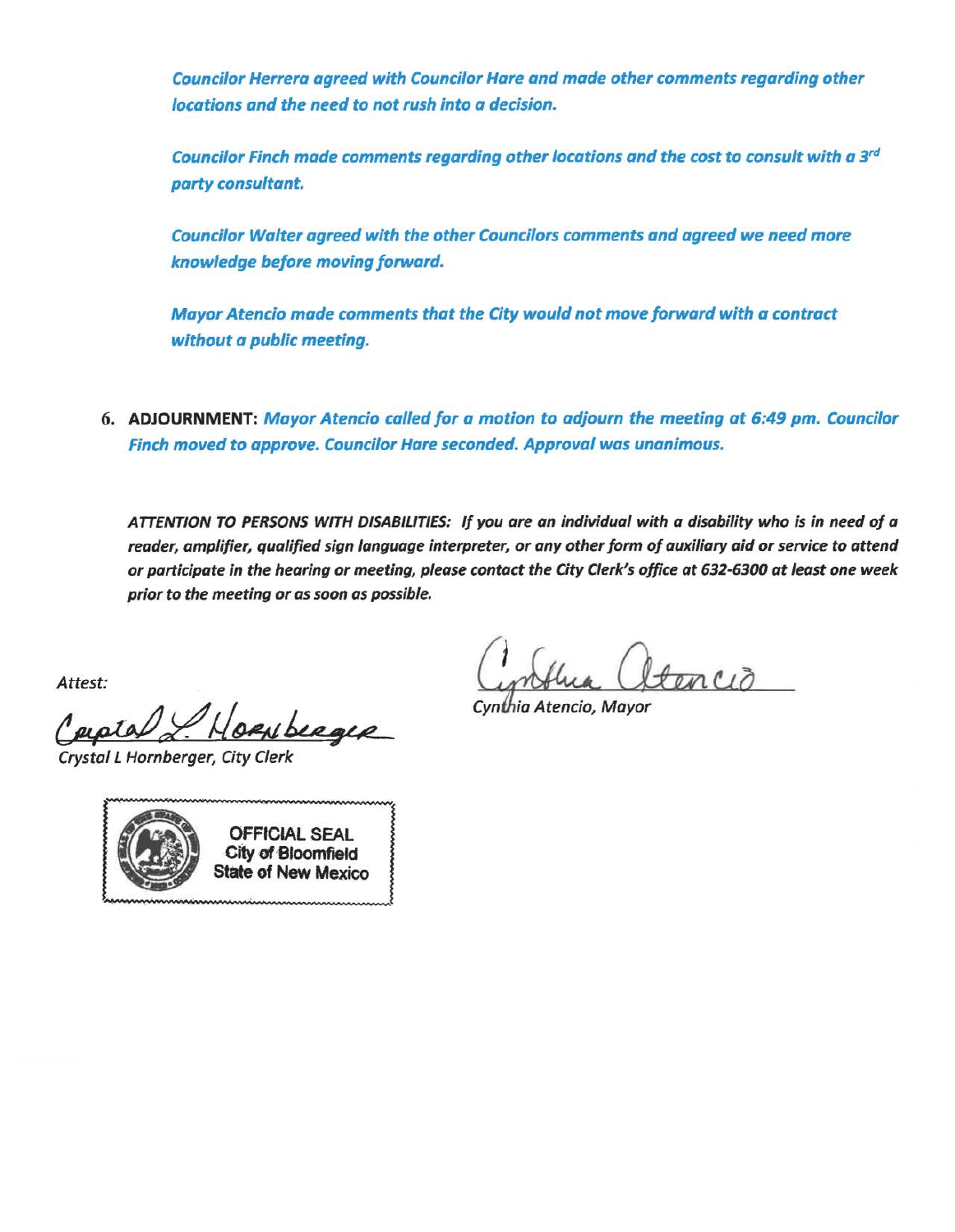*Councilor Herrera agreed with Councilor Hare and made other comments regarding other locations and the need to not rush into a decision.*

*Councilor Finch made comments regarding other locations and the cost to consult with a 3rd party consultant.*

*Councilor Walter agreed with the other Councilors comments and agreed we need more knowledge before moving forward.*

*Mayor Atencio made comments that the City would not move forward with a contract without a public meeting.*

6. **ADJOURNMENT:** *Mayor Atencio called for a motion to adjourn the meeting at 6:49 pm. Councilor Finch moved to approve. Councilor Hare seconded. Approval was unanimous.*

***ATTENTION TO PERSONS WITH DISABILITIES:** If you are an individual with a disability who is in need of a reader, amplifier, qualified sign language interpreter, or any other form of auxiliary aid or service to attend or participate in the hearing or meeting, please contact the City Clerk's office at 632-6300 at least one week prior to the meeting or as soon as possible.*

*Attest:*

Crystal L. Hornberger

*Crystal L Hornberger, City Clerk*

Cynthia Atencio

*Cynthia Atencio, Mayor*

OFFICIAL SEAL
City of Bloomfield
State of New Mexico